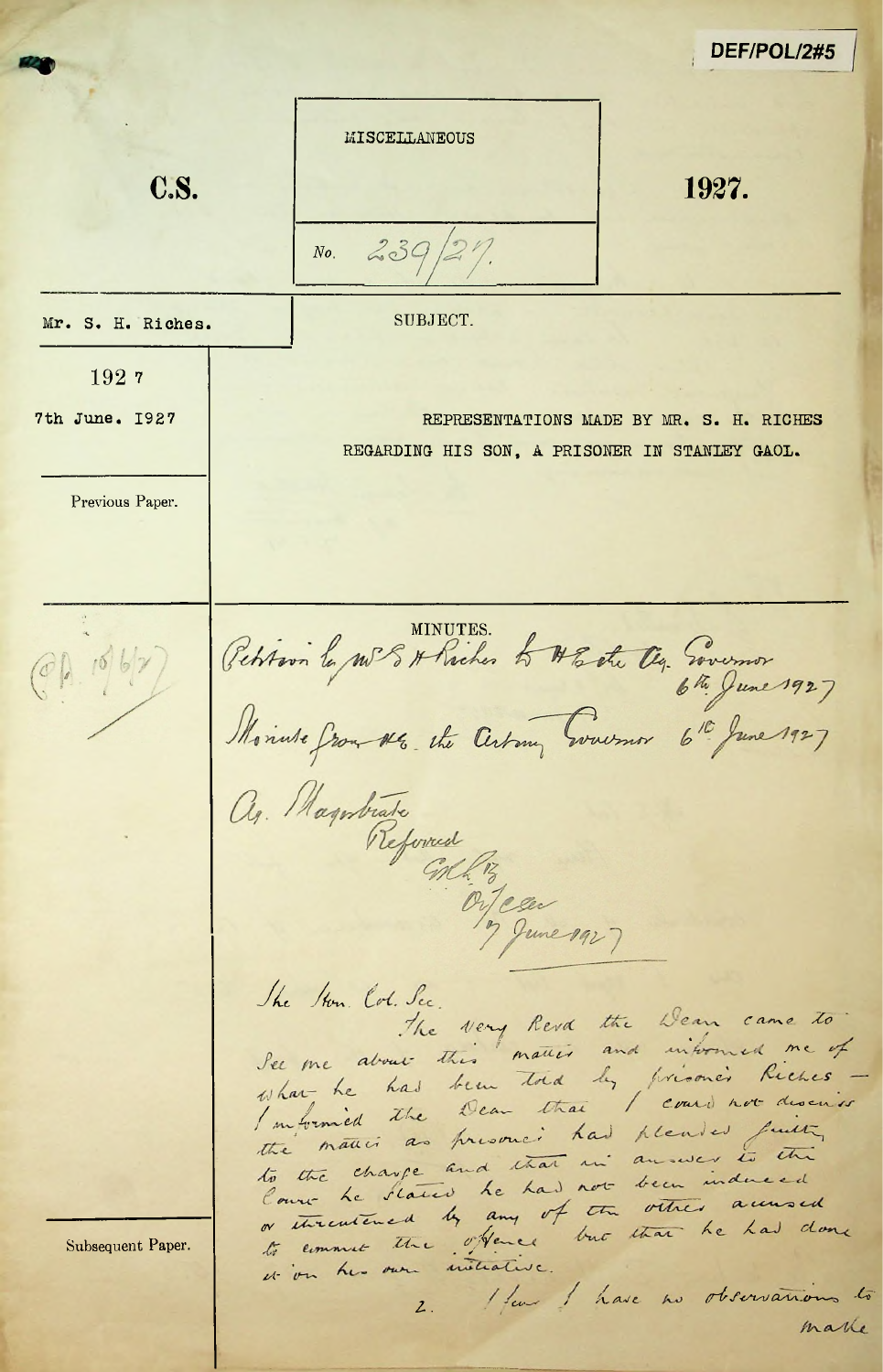DEF/POL/2#5

**C.S.**

MISCELLANEOUS

No. 239/27.

**1927.**

Mr. S. H. Riches.

SUBJECT.

1927

7th June. 1927

REPRESENTATIONS MADE BY MR. S. H. RICHES REGARDING HIS SON, A PRISONER IN STANLEY GAOL.

Previous Paper.

MINUTES.

(C.P. 10/6/27)

Petition by Mr S H Riches to H.E. the Ag. Governor 6th June 1927

Minute from H.E. the Acting Governor 6th June 1927

Ag. Magistrate

Referred

[initials]

Col Secy

7 June 1927

The Hon. Col. Sec.

The Very Revd the Dean came to see me about this matter and informed me of what he had been told by prisoner Riches — I informed the Dean that I could not discuss the matter as prisoner had pleaded guilty to the charge and that in answer to the Court he stated he had not been induced or threatened by any of the other accused to commit the offence but that he had done it on his own initiative.

2. I fear I have no observations to make

Subsequent Paper.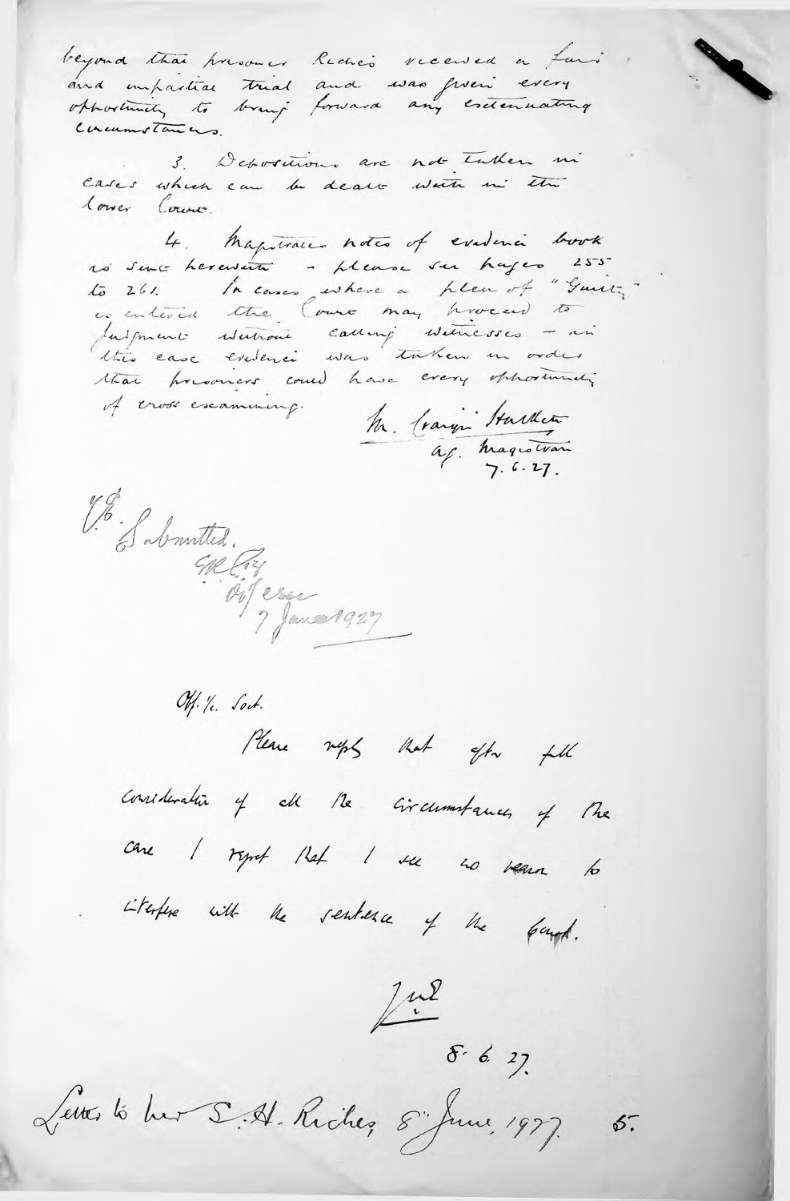beyond that prisoner Riches received a fair and impartial trial and was given every opportunity to bring forward any extenuating circumstances.

3. Depositions are not taken in cases which can be dealt with in the lower Court.

4. Magistrates notes of evidence book is sent herewith - please see pages 255 to 261. In cases where a plea of "Guilty" is entered the Court may proceed to judgment without calling witnesses - in this case evidence was taken in order that prisoners could have every opportunity of cross examining.

M. Craggs Hatcher
Ag. Magistrate
7.6.27.

H.E.
Submitted.
GRC
[illegible]
7 June 1927

Off. C. Sect.

Please reply that after full consideration of all the circumstances of the case I regret that I see no reason to interfere with the sentence of the Court.

[initials]
8.6.27.

Letter to Mrs S. H. Riches 8th June, 1927. 5.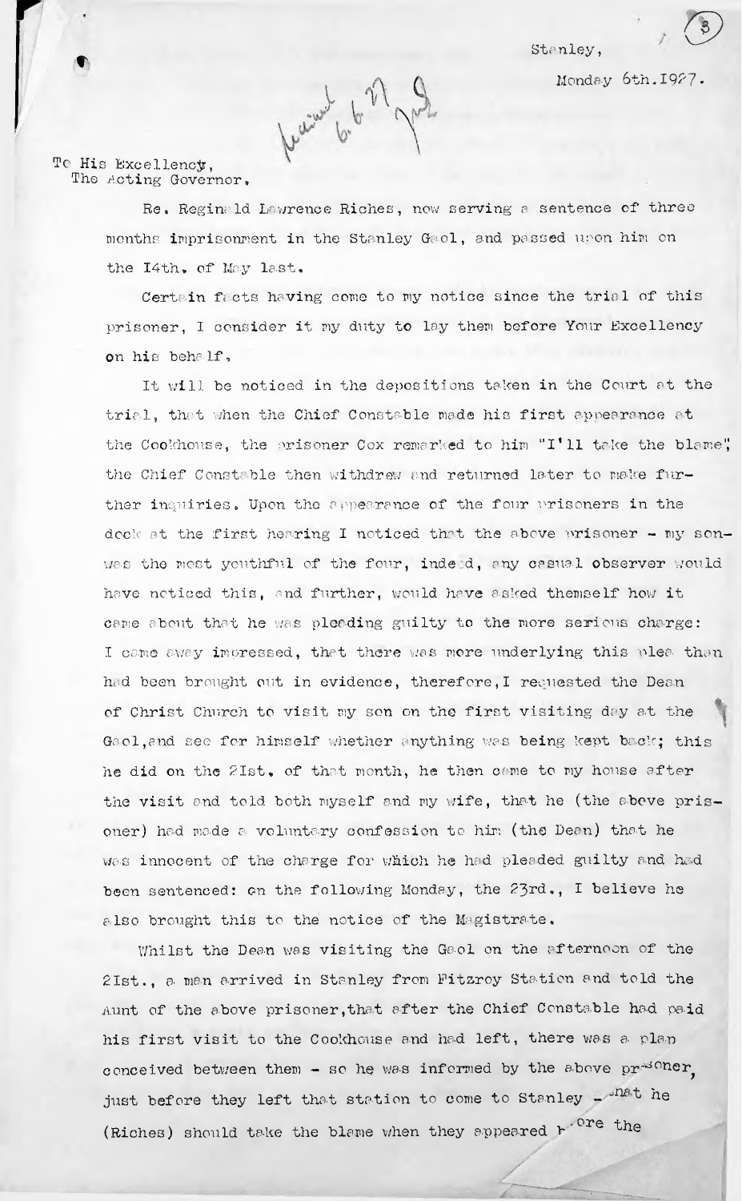Stanley,

Monday 6th.1927.

Received 6.6.27

To His Excellency,
The Acting Governor,

Re. Reginald Lawrence Riches, now serving a sentence of three months imprisonment in the Stanley Gaol, and passed upon him on the 14th. of May last.

Certain facts having come to my notice since the trial of this prisoner, I consider it my duty to lay them before Your Excellency on his behalf,

It will be noticed in the depositions taken in the Court at the trial, that when the Chief Constable made his first appearance at the Cookhouse, the prisoner Cox remarked to him "I'll take the blame", the Chief Constable then withdrew and returned later to make further inquiries. Upon the appearance of the four prisoners in the dock at the first hearing I noticed that the above prisoner - my son- was the most youthful of the four, indeed, any casual observer would have noticed this, and further, would have asked themself how it came about that he was pleading guilty to the more serious charge: I came away impressed, that there was more underlying this plea than had been brought out in evidence, therefore, I requested the Dean of Christ Church to visit my son on the first visiting day at the Gaol, and see for himself whether anything was being kept back; this he did on the 21st. of that month, he then came to my house after the visit and told both myself and my wife, that he (the above prisoner) had made a voluntary confession to him (the Dean) that he was innocent of the charge for which he had pleaded guilty and had been sentenced: on the following Monday, the 23rd., I believe he also brought this to the notice of the Magistrate.

Whilst the Dean was visiting the Gaol on the afternoon of the 21st., a man arrived in Stanley from Fitzroy Station and told the Aunt of the above prisoner, that after the Chief Constable had paid his first visit to the Cookhouse and had left, there was a plan conceived between them - so he was informed by the above prisoner, just before they left that station to come to Stanley - that he (Riches) should take the blame when they appeared before the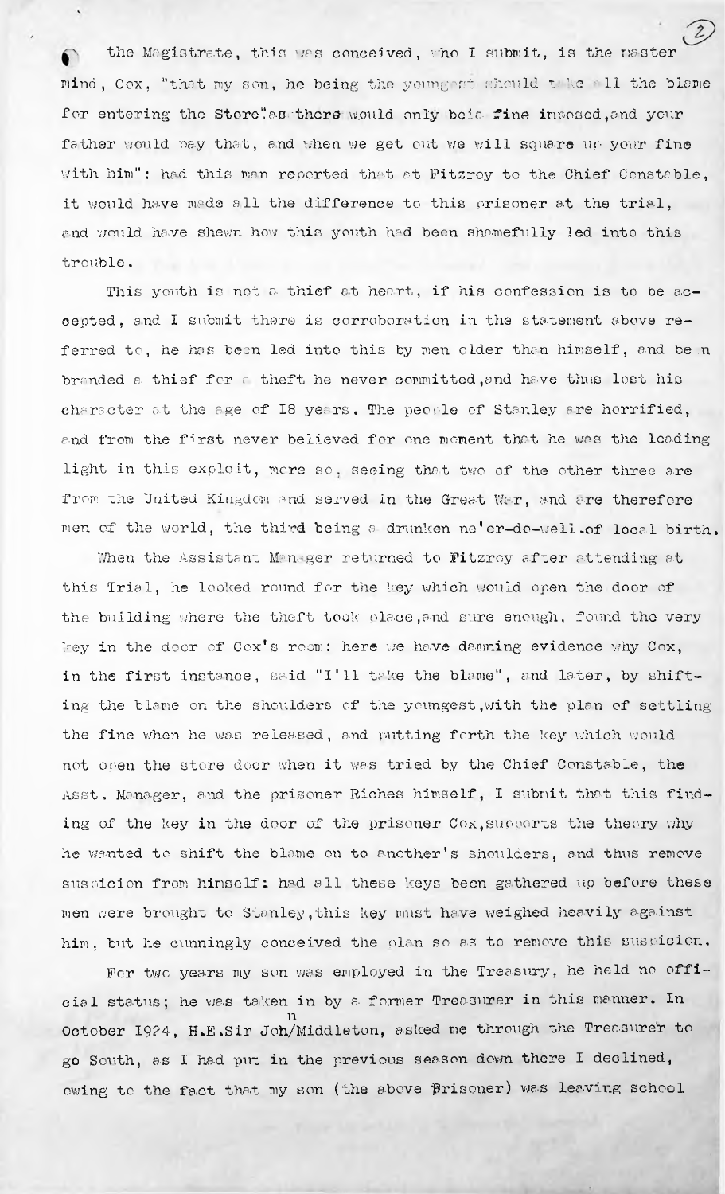the Magistrate, this was conceived, who I submit, is the master mind, Cox, "that my son, he being the youngest should take all the blame for entering the Store" as there would only be a fine imposed, and your father would pay that, and when we get out we will square up your fine with him": had this man reported that at Fitzroy to the Chief Constable, it would have made all the difference to this prisoner at the trial, and would have shewn how this youth had been shamefully led into this trouble.

This youth is not a thief at heart, if his confession is to be accepted, and I submit there is corroboration in the statement above referred to, he has been led into this by men older than himself, and been branded a thief for a theft he never committed, and have thus lost his character at the age of 18 years. The people of Stanley are horrified, and from the first never believed for one moment that he was the leading light in this exploit, more so, seeing that two of the other three are from the United Kingdom and served in the Great War, and are therefore men of the world, the third being a drunken ne'er-do-well, of local birth.

When the Assistant Manager returned to Fitzroy after attending at this Trial, he looked round for the key which would open the door of the building where the theft took place, and sure enough, found the very key in the door of Cox's room: here we have damning evidence why Cox, in the first instance, said "I'll take the blame", and later, by shifting the blame on the shoulders of the youngest, with the plan of settling the fine when he was released, and putting forth the key which would not open the store door when it was tried by the Chief Constable, the Asst. Manager, and the prisoner Riches himself, I submit that this finding of the key in the door of the prisoner Cox, supports the theory why he wanted to shift the blame on to another's shoulders, and thus remove suspicion from himself: had all these keys been gathered up before these men were brought to Stanley, this key must have weighed heavily against him, but he cunningly conceived the plan so as to remove this suspicion.

For two years my son was employed in the Treasury, he held no official status; he was taken in by a former Treasurer in this manner. In October 1924, H.E. Sir John Middleton, asked me through the Treasurer to go South, as I had put in the previous season down there I declined, owing to the fact that my son (the above Prisoner) was leaving school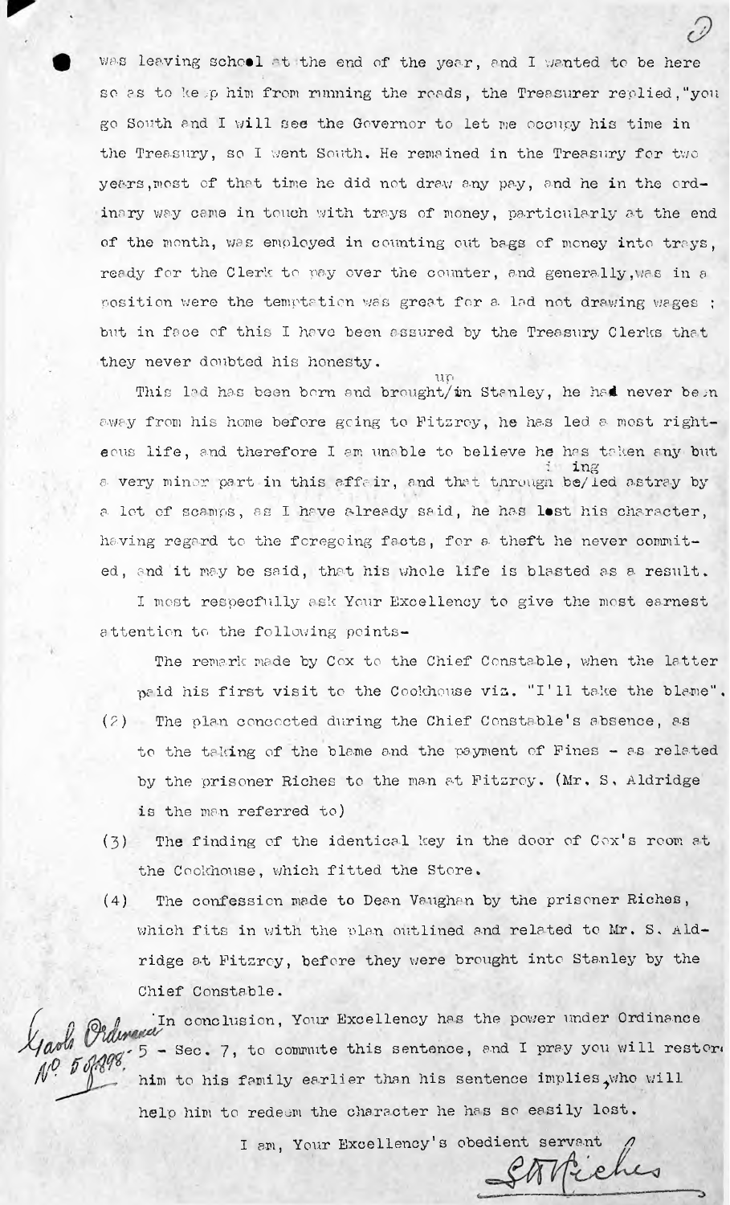was leaving school at the end of the year, and I wanted to be here so as to keep him from running the roads, the Treasurer replied,"you go South and I will see the Governor to let me occupy his time in the Treasury, so I went South. He remained in the Treasury for two years,most of that time he did not draw any pay, and he in the ordinary way came in touch with trays of money, particularly at the end of the month, was employed in counting out bags of money into trays, ready for the Clerk to pay over the counter, and generally,was in a position were the temptation was great for a lad not drawing wages ; but in face of this I have been assured by the Treasury Clerks that they never doubted his honesty.

This lad has been born and brought up in Stanley, he had never been away from his home before going to Fitzroy, he has led a most righteous life, and therefore I am unable to believe he has taken any but a very minor part in this affair, and that through being led astray by a lot of scamps, as I have already said, he has lost his character, having regard to the foregoing facts, for a theft he never commited, and it may be said, that his whole life is blasted as a result.

I most respecfully ask Your Excellency to give the most earnest attention to the following points-

The remark made by Cox to the Chief Constable, when the latter paid his first visit to the Cookhouse viz. "I'll take the blame".

(2) The plan concocted during the Chief Constable's absence, as to the taking of the blame and the payment of Fines - as related by the prisoner Riches to the man at Fitzroy. (Mr. S. Aldridge is the man referred to)

(3) The finding of the identical key in the door of Cox's room at the Cookhouse, which fitted the Store.

(4) The confession made to Dean Vaughan by the prisoner Riches, which fits in with the plan outlined and related to Mr. S. Aldridge at Fitzroy, before they were brought into Stanley by the Chief Constable.

In conclusion, Your Excellency has the power under Ordinance 5 - Sec. 7, to commute this sentence, and I pray you will restore him to his family earlier than his sentence implies, who will help him to redeem the character he has so easily lost.

Gaols Ordinance No. 5 of 1898.

I am, Your Excellency's obedient servant

S.A. Riches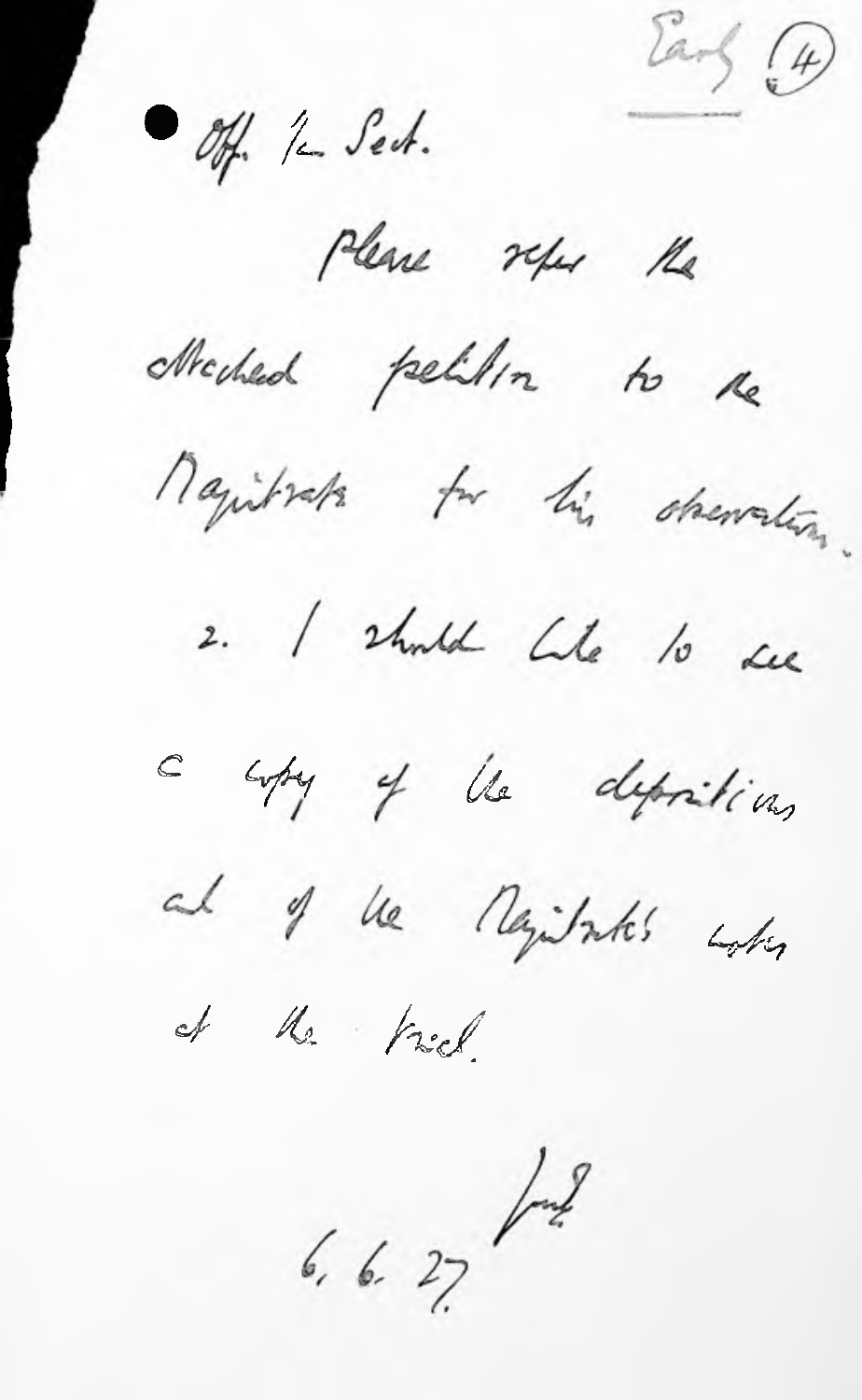Early (4)

Off. Ju. Sect.

Please refer the attached petition to the Magistrate for his observation.

2. I should like to see a copy of the depositions and of the Magistrate's notes at the trial.

6. 6. 27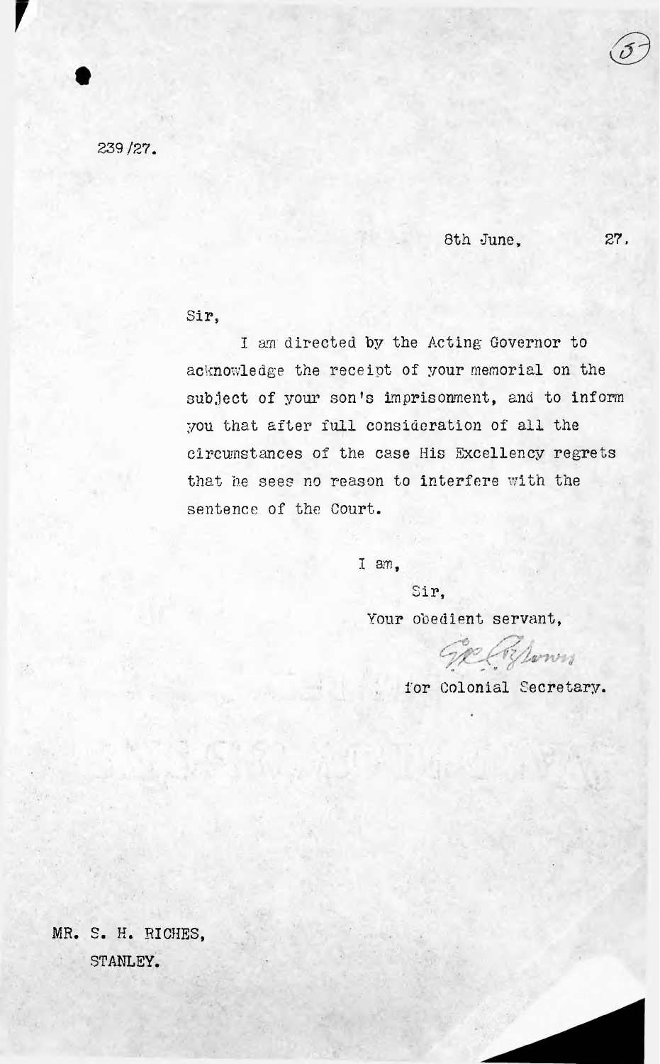239/27.

8th June, 27.

Sir,

I am directed by the Acting Governor to acknowledge the receipt of your memorial on the subject of your son's imprisonment, and to inform you that after full consideration of all the circumstances of the case His Excellency regrets that he sees no reason to interfere with the sentence of the Court.

I am,

Sir,

Your obedient servant,

G. R. Symons

for Colonial Secretary.

MR. S. H. RICHES,
STANLEY.